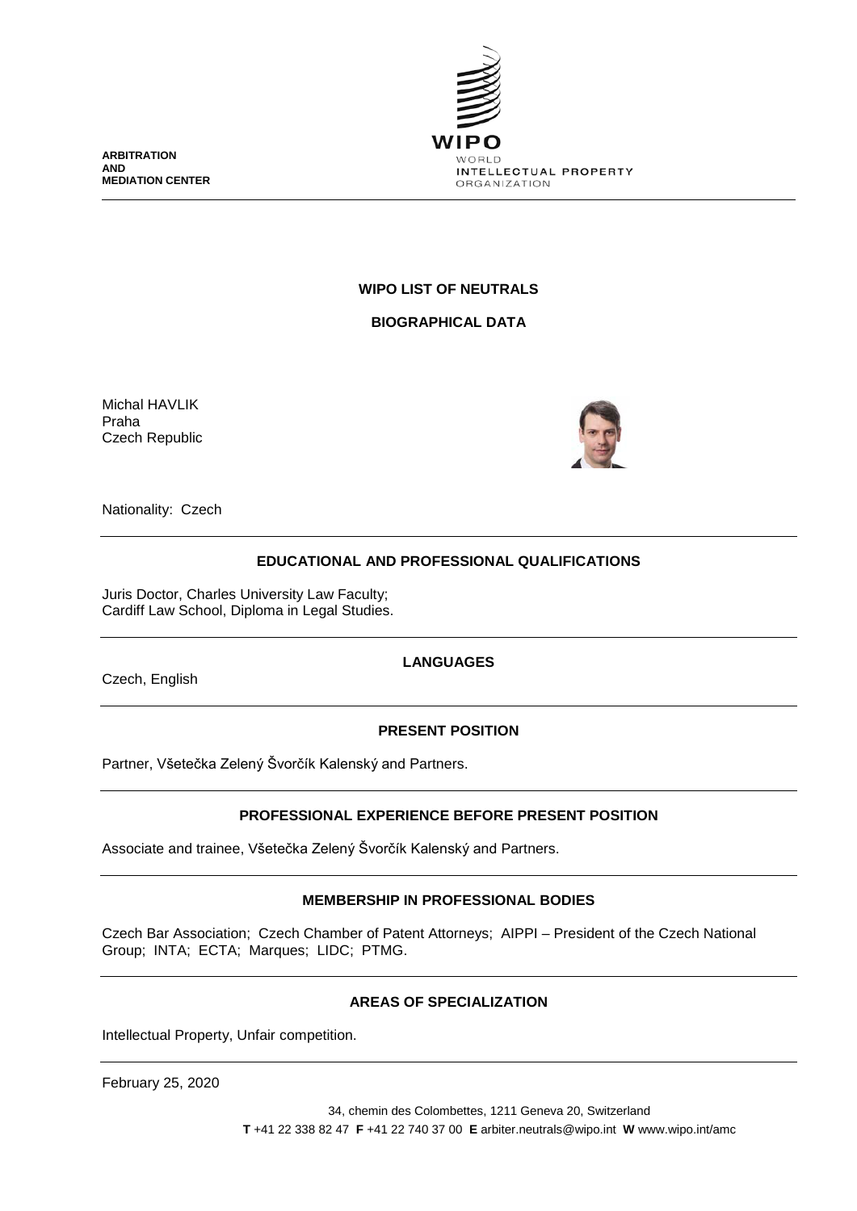**ARBITRATION AND MEDIATION CENTER**

WIPO
WORLD INTELLECTUAL PROPERTY ORGANIZATION

# WIPO LIST OF NEUTRALS

## BIOGRAPHICAL DATA

Michal HAVLIK
Praha
Czech Republic

Nationality: Czech

## EDUCATIONAL AND PROFESSIONAL QUALIFICATIONS

Juris Doctor, Charles University Law Faculty;
Cardiff Law School, Diploma in Legal Studies.

## LANGUAGES

Czech, English

## PRESENT POSITION

Partner, Všetečka Zelený Švorčík Kalenský and Partners.

## PROFESSIONAL EXPERIENCE BEFORE PRESENT POSITION

Associate and trainee, Všetečka Zelený Švorčík Kalenský and Partners.

## MEMBERSHIP IN PROFESSIONAL BODIES

Czech Bar Association; Czech Chamber of Patent Attorneys; AIPPI – President of the Czech National Group; INTA; ECTA; Marques; LIDC; PTMG.

## AREAS OF SPECIALIZATION

Intellectual Property, Unfair competition.

February 25, 2020

34, chemin des Colombettes, 1211 Geneva 20, Switzerland
**T** +41 22 338 82 47 **F** +41 22 740 37 00 **E** arbiter.neutrals@wipo.int **W** www.wipo.int/amc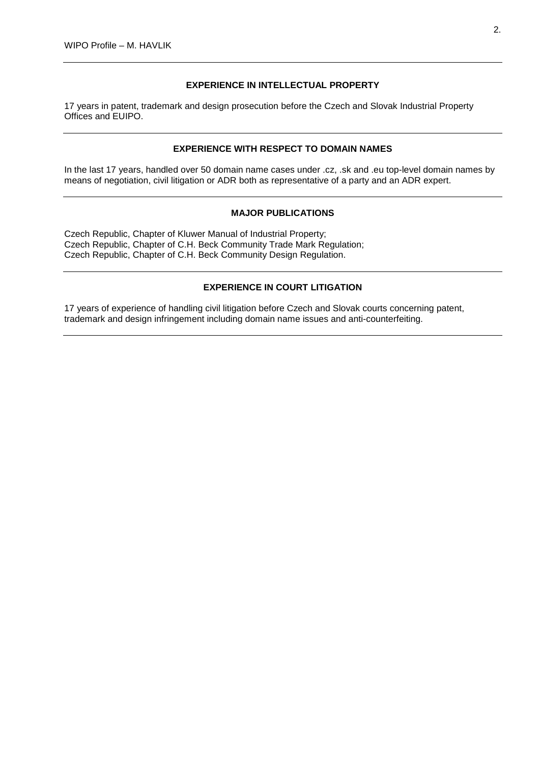## EXPERIENCE IN INTELLECTUAL PROPERTY

17 years in patent, trademark and design prosecution before the Czech and Slovak Industrial Property Offices and EUIPO.

## EXPERIENCE WITH RESPECT TO DOMAIN NAMES

In the last 17 years, handled over 50 domain name cases under .cz, .sk and .eu top-level domain names by means of negotiation, civil litigation or ADR both as representative of a party and an ADR expert.

## MAJOR PUBLICATIONS

Czech Republic, Chapter of Kluwer Manual of Industrial Property;
Czech Republic, Chapter of C.H. Beck Community Trade Mark Regulation;
Czech Republic, Chapter of C.H. Beck Community Design Regulation.

## EXPERIENCE IN COURT LITIGATION

17 years of experience of handling civil litigation before Czech and Slovak courts concerning patent, trademark and design infringement including domain name issues and anti-counterfeiting.